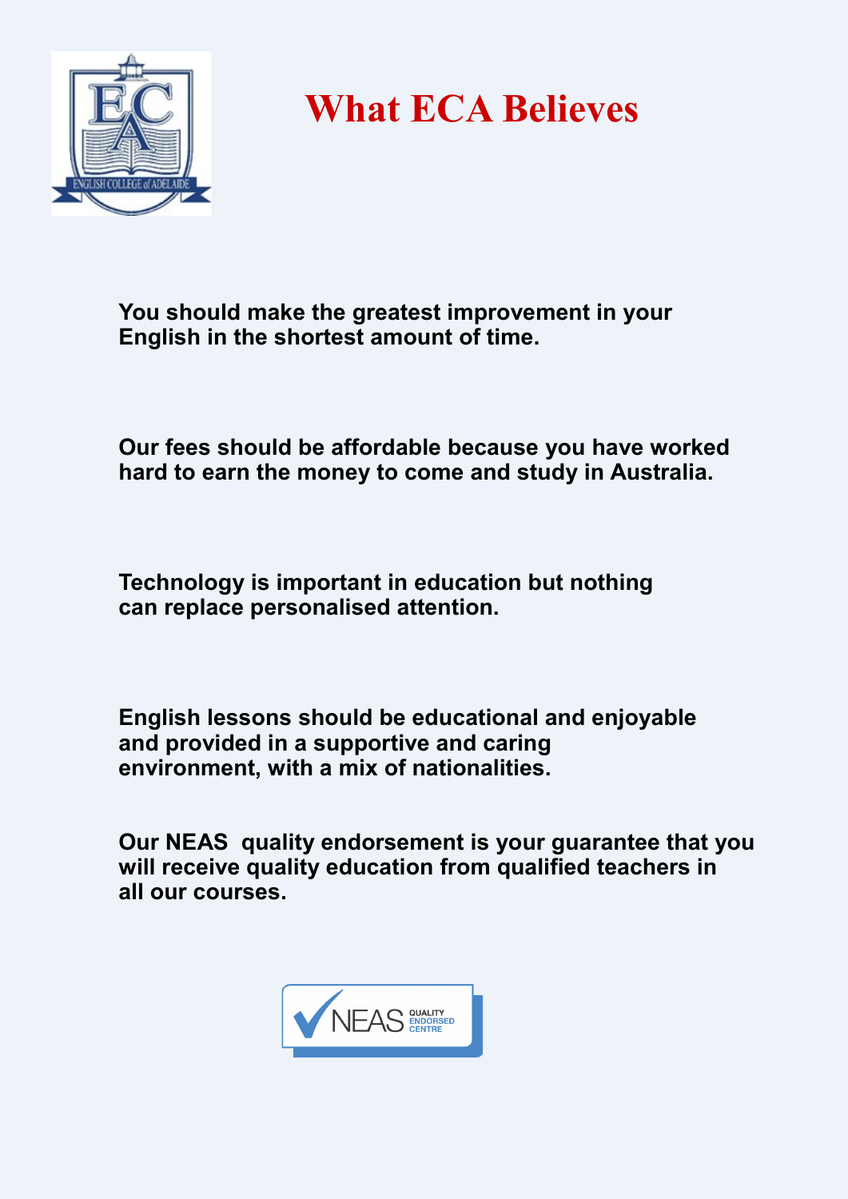# What ECA Believes

**You should make the greatest improvement in your English in the shortest amount of time.**

**Our fees should be affordable because you have worked hard to earn the money to come and study in Australia.**

**Technology is important in education but nothing can replace personalised attention.**

**English lessons should be educational and enjoyable and provided in a supportive and caring environment, with a mix of nationalities.**

**Our NEAS quality endorsement is your guarantee that you will receive quality education from qualified teachers in all our courses.**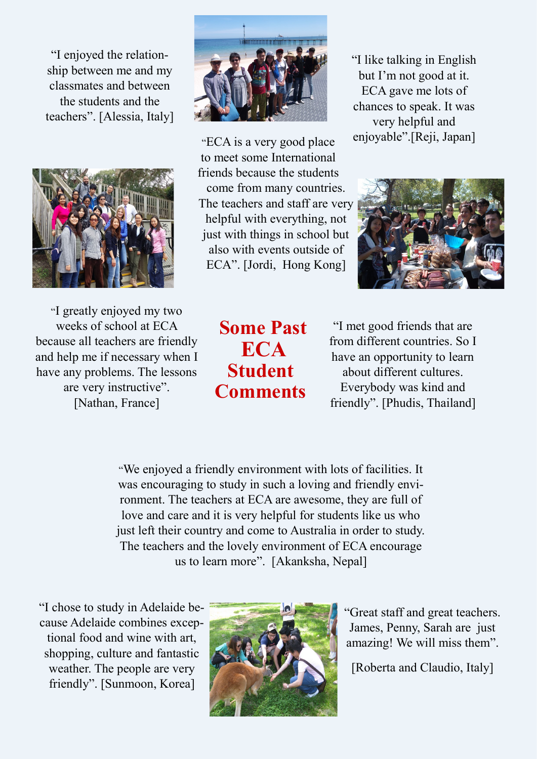# Some Past ECA Student Comments

"I enjoyed the relationship between me and my classmates and between the students and the teachers". [Alessia, Italy]

"ECA is a very good place to meet some International friends because the students come from many countries. The teachers and staff are very helpful with everything, not just with things in school but also with events outside of ECA". [Jordi, Hong Kong]

"I like talking in English but I'm not good at it. ECA gave me lots of chances to speak. It was very helpful and enjoyable".[Reji, Japan]

"I greatly enjoyed my two weeks of school at ECA because all teachers are friendly and help me if necessary when I have any problems. The lessons are very instructive". [Nathan, France]

"I met good friends that are from different countries. So I have an opportunity to learn about different cultures. Everybody was kind and friendly". [Phudis, Thailand]

"We enjoyed a friendly environment with lots of facilities. It was encouraging to study in such a loving and friendly environment. The teachers at ECA are awesome, they are full of love and care and it is very helpful for students like us who just left their country and come to Australia in order to study. The teachers and the lovely environment of ECA encourage us to learn more". [Akanksha, Nepal]

"I chose to study in Adelaide because Adelaide combines exceptional food and wine with art, shopping, culture and fantastic weather. The people are very friendly". [Sunmoon, Korea]

"Great staff and great teachers. James, Penny, Sarah are just amazing! We will miss them".

[Roberta and Claudio, Italy]